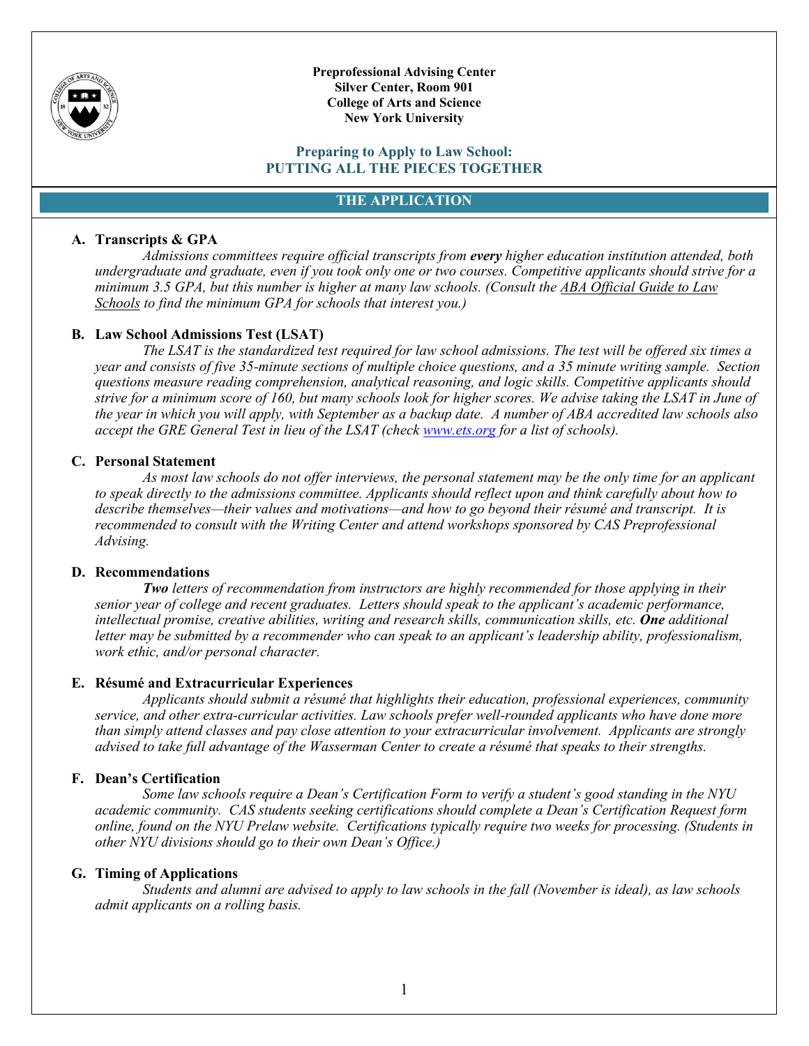**Preprofessional Advising Center**
**Silver Center, Room 901**
**College of Arts and Science**
**New York University**

# Preparing to Apply to Law School: PUTTING ALL THE PIECES TOGETHER

## THE APPLICATION

### A. Transcripts & GPA

*Admissions committees require official transcripts from **every** higher education institution attended, both undergraduate and graduate, even if you took only one or two courses. Competitive applicants should strive for a minimum 3.5 GPA, but this number is higher at many law schools. (Consult the ABA Official Guide to Law Schools to find the minimum GPA for schools that interest you.)*

### B. Law School Admissions Test (LSAT)

*The LSAT is the standardized test required for law school admissions. The test will be offered six times a year and consists of five 35-minute sections of multiple choice questions, and a 35 minute writing sample. Section questions measure reading comprehension, analytical reasoning, and logic skills. Competitive applicants should strive for a minimum score of 160, but many schools look for higher scores. We advise taking the LSAT in June of the year in which you will apply, with September as a backup date. A number of ABA accredited law schools also accept the GRE General Test in lieu of the LSAT (check [www.ets.org](http://www.ets.org) for a list of schools).*

### C. Personal Statement

*As most law schools do not offer interviews, the personal statement may be the only time for an applicant to speak directly to the admissions committee. Applicants should reflect upon and think carefully about how to describe themselves—their values and motivations—and how to go beyond their résumé and transcript. It is recommended to consult with the Writing Center and attend workshops sponsored by CAS Preprofessional Advising.*

### D. Recommendations

***Two** letters of recommendation from instructors are highly recommended for those applying in their senior year of college and recent graduates. Letters should speak to the applicant's academic performance, intellectual promise, creative abilities, writing and research skills, communication skills, etc. **One** additional letter may be submitted by a recommender who can speak to an applicant's leadership ability, professionalism, work ethic, and/or personal character.*

### E. Résumé and Extracurricular Experiences

*Applicants should submit a résumé that highlights their education, professional experiences, community service, and other extra-curricular activities. Law schools prefer well-rounded applicants who have done more than simply attend classes and pay close attention to your extracurricular involvement. Applicants are strongly advised to take full advantage of the Wasserman Center to create a résumé that speaks to their strengths.*

### F. Dean's Certification

*Some law schools require a Dean's Certification Form to verify a student's good standing in the NYU academic community. CAS students seeking certifications should complete a Dean's Certification Request form online, found on the NYU Prelaw website. Certifications typically require two weeks for processing. (Students in other NYU divisions should go to their own Dean's Office.)*

### G. Timing of Applications

*Students and alumni are advised to apply to law schools in the fall (November is ideal), as law schools admit applicants on a rolling basis.*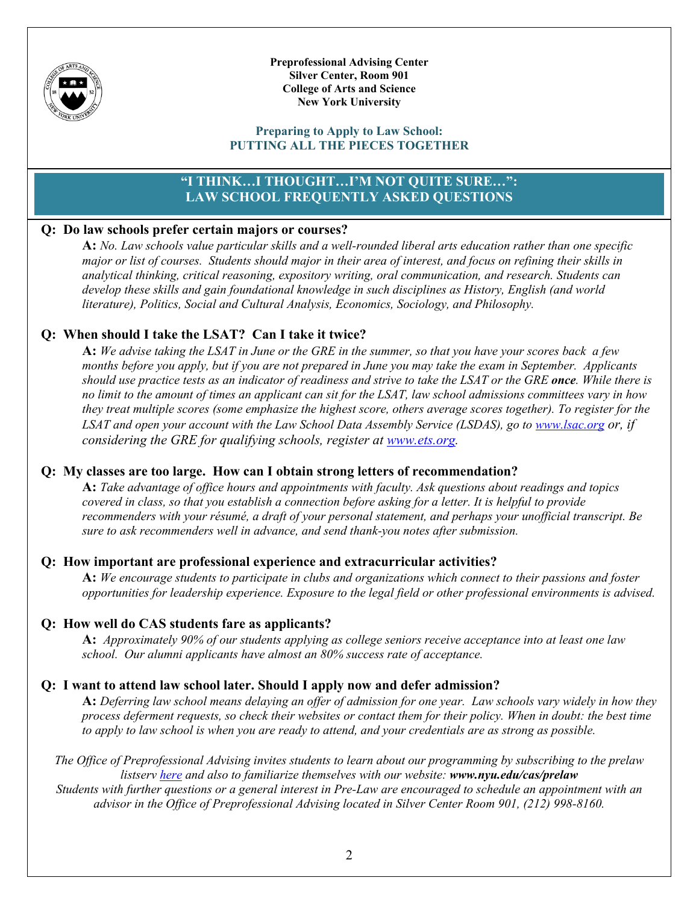**Preprofessional Advising Center**
**Silver Center, Room 901**
**College of Arts and Science**
**New York University**

**Preparing to Apply to Law School:**
**PUTTING ALL THE PIECES TOGETHER**

## "I THINK…I THOUGHT…I'M NOT QUITE SURE…": LAW SCHOOL FREQUENTLY ASKED QUESTIONS

**Q: Do law schools prefer certain majors or courses?**

**A:** *No. Law schools value particular skills and a well-rounded liberal arts education rather than one specific major or list of courses. Students should major in their area of interest, and focus on refining their skills in analytical thinking, critical reasoning, expository writing, oral communication, and research. Students can develop these skills and gain foundational knowledge in such disciplines as History, English (and world literature), Politics, Social and Cultural Analysis, Economics, Sociology, and Philosophy.*

**Q: When should I take the LSAT? Can I take it twice?**

**A:** *We advise taking the LSAT in June or the GRE in the summer, so that you have your scores back a few months before you apply, but if you are not prepared in June you may take the exam in September. Applicants should use practice tests as an indicator of readiness and strive to take the LSAT or the GRE* ***once****. While there is no limit to the amount of times an applicant can sit for the LSAT, law school admissions committees vary in how they treat multiple scores (some emphasize the highest score, others average scores together). To register for the LSAT and open your account with the Law School Data Assembly Service (LSDAS), go to [www.lsac.org](www.lsac.org) or, if considering the GRE for qualifying schools, register at [www.ets.org](www.ets.org).*

**Q: My classes are too large. How can I obtain strong letters of recommendation?**

**A:** *Take advantage of office hours and appointments with faculty. Ask questions about readings and topics covered in class, so that you establish a connection before asking for a letter. It is helpful to provide recommenders with your résumé, a draft of your personal statement, and perhaps your unofficial transcript. Be sure to ask recommenders well in advance, and send thank-you notes after submission.*

**Q: How important are professional experience and extracurricular activities?**

**A:** *We encourage students to participate in clubs and organizations which connect to their passions and foster opportunities for leadership experience. Exposure to the legal field or other professional environments is advised.*

**Q: How well do CAS students fare as applicants?**

**A:** *Approximately 90% of our students applying as college seniors receive acceptance into at least one law school. Our alumni applicants have almost an 80% success rate of acceptance.*

**Q: I want to attend law school later. Should I apply now and defer admission?**

**A:** *Deferring law school means delaying an offer of admission for one year. Law schools vary widely in how they process deferment requests, so check their websites or contact them for their policy. When in doubt: the best time to apply to law school is when you are ready to attend, and your credentials are as strong as possible.*

*The Office of Preprofessional Advising invites students to learn about our programming by subscribing to the prelaw listserv here and also to familiarize themselves with our website:* ***www.nyu.edu/cas/prelaw***
*Students with further questions or a general interest in Pre-Law are encouraged to schedule an appointment with an advisor in the Office of Preprofessional Advising located in Silver Center Room 901, (212) 998-8160.*